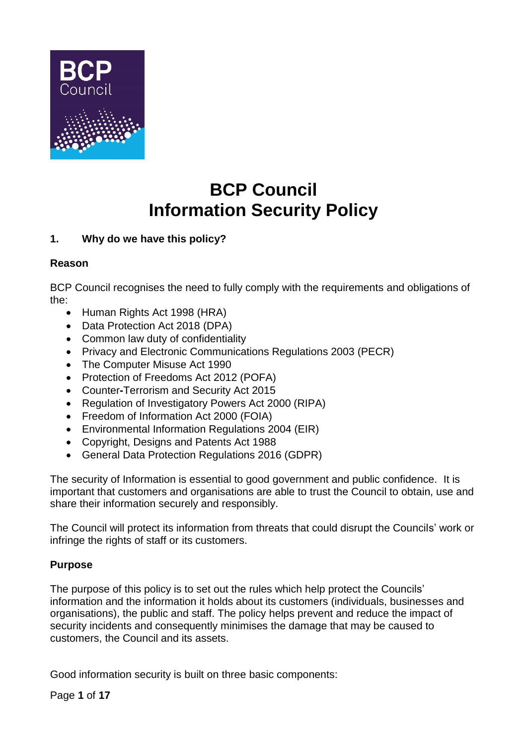# BCP Council
# Information Security Policy

## 1. Why do we have this policy?

### Reason

BCP Council recognises the need to fully comply with the requirements and obligations of the:

- Human Rights Act 1998 (HRA)
- Data Protection Act 2018 (DPA)
- Common law duty of confidentiality
- Privacy and Electronic Communications Regulations 2003 (PECR)
- The Computer Misuse Act 1990
- Protection of Freedoms Act 2012 (POFA)
- Counter-Terrorism and Security Act 2015
- Regulation of Investigatory Powers Act 2000 (RIPA)
- Freedom of Information Act 2000 (FOIA)
- Environmental Information Regulations 2004 (EIR)
- Copyright, Designs and Patents Act 1988
- General Data Protection Regulations 2016 (GDPR)

The security of Information is essential to good government and public confidence. It is important that customers and organisations are able to trust the Council to obtain, use and share their information securely and responsibly.

The Council will protect its information from threats that could disrupt the Councils' work or infringe the rights of staff or its customers.

### Purpose

The purpose of this policy is to set out the rules which help protect the Councils' information and the information it holds about its customers (individuals, businesses and organisations), the public and staff. The policy helps prevent and reduce the impact of security incidents and consequently minimises the damage that may be caused to customers, the Council and its assets.

Good information security is built on three basic components: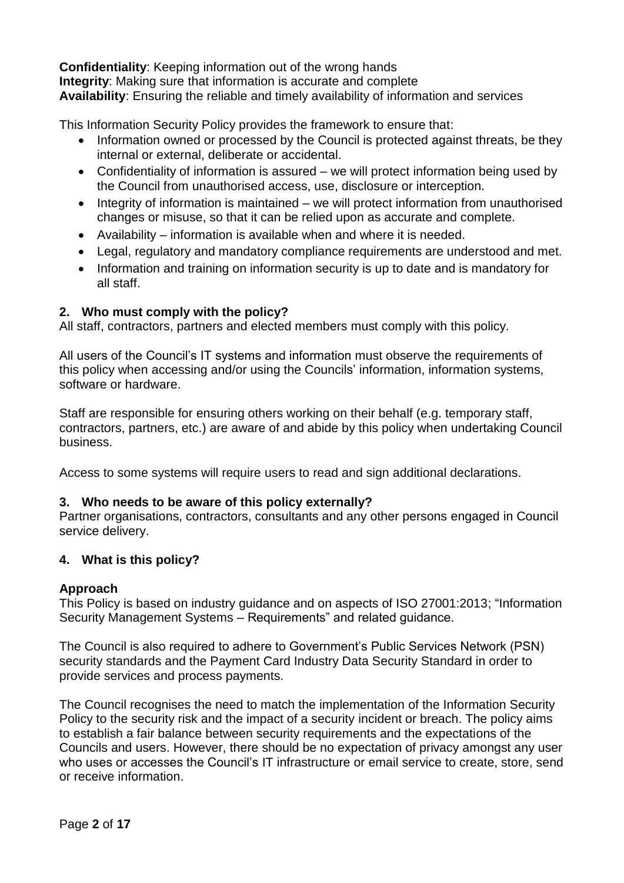**Confidentiality**: Keeping information out of the wrong hands
**Integrity**: Making sure that information is accurate and complete
**Availability**: Ensuring the reliable and timely availability of information and services

This Information Security Policy provides the framework to ensure that:

- Information owned or processed by the Council is protected against threats, be they internal or external, deliberate or accidental.
- Confidentiality of information is assured – we will protect information being used by the Council from unauthorised access, use, disclosure or interception.
- Integrity of information is maintained – we will protect information from unauthorised changes or misuse, so that it can be relied upon as accurate and complete.
- Availability – information is available when and where it is needed.
- Legal, regulatory and mandatory compliance requirements are understood and met.
- Information and training on information security is up to date and is mandatory for all staff.

## 2. Who must comply with the policy?

All staff, contractors, partners and elected members must comply with this policy.

All users of the Council's IT systems and information must observe the requirements of this policy when accessing and/or using the Councils' information, information systems, software or hardware.

Staff are responsible for ensuring others working on their behalf (e.g. temporary staff, contractors, partners, etc.) are aware of and abide by this policy when undertaking Council business.

Access to some systems will require users to read and sign additional declarations.

## 3. Who needs to be aware of this policy externally?

Partner organisations, contractors, consultants and any other persons engaged in Council service delivery.

## 4. What is this policy?

### Approach

This Policy is based on industry guidance and on aspects of ISO 27001:2013; "Information Security Management Systems – Requirements" and related guidance.

The Council is also required to adhere to Government's Public Services Network (PSN) security standards and the Payment Card Industry Data Security Standard in order to provide services and process payments.

The Council recognises the need to match the implementation of the Information Security Policy to the security risk and the impact of a security incident or breach. The policy aims to establish a fair balance between security requirements and the expectations of the Councils and users. However, there should be no expectation of privacy amongst any user who uses or accesses the Council's IT infrastructure or email service to create, store, send or receive information.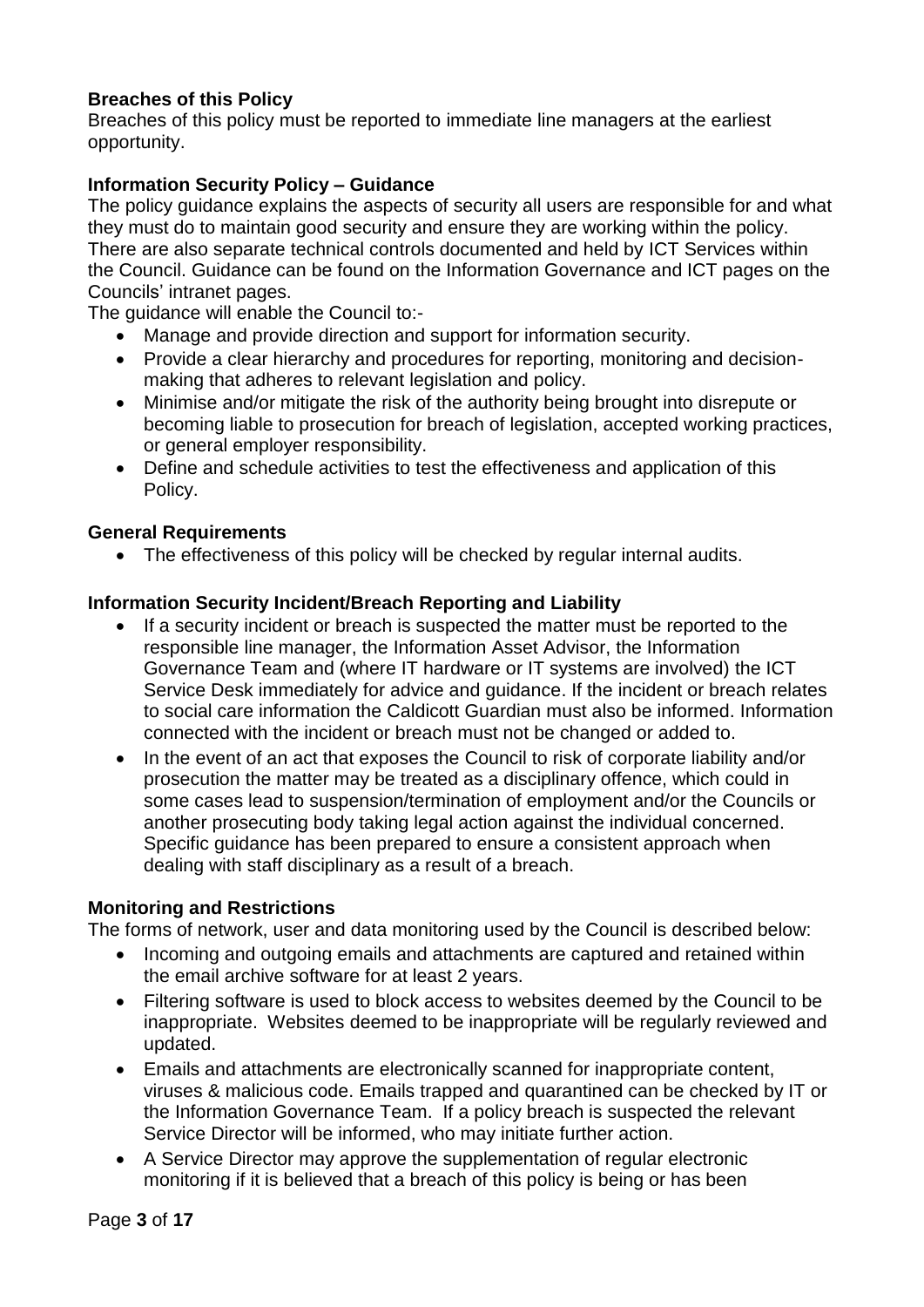### Breaches of this Policy

Breaches of this policy must be reported to immediate line managers at the earliest opportunity.

### Information Security Policy – Guidance

The policy guidance explains the aspects of security all users are responsible for and what they must do to maintain good security and ensure they are working within the policy. There are also separate technical controls documented and held by ICT Services within the Council. Guidance can be found on the Information Governance and ICT pages on the Councils' intranet pages.

The guidance will enable the Council to:-

- Manage and provide direction and support for information security.
- Provide a clear hierarchy and procedures for reporting, monitoring and decision-making that adheres to relevant legislation and policy.
- Minimise and/or mitigate the risk of the authority being brought into disrepute or becoming liable to prosecution for breach of legislation, accepted working practices, or general employer responsibility.
- Define and schedule activities to test the effectiveness and application of this Policy.

### General Requirements

- The effectiveness of this policy will be checked by regular internal audits.

### Information Security Incident/Breach Reporting and Liability

- If a security incident or breach is suspected the matter must be reported to the responsible line manager, the Information Asset Advisor, the Information Governance Team and (where IT hardware or IT systems are involved) the ICT Service Desk immediately for advice and guidance. If the incident or breach relates to social care information the Caldicott Guardian must also be informed. Information connected with the incident or breach must not be changed or added to.
- In the event of an act that exposes the Council to risk of corporate liability and/or prosecution the matter may be treated as a disciplinary offence, which could in some cases lead to suspension/termination of employment and/or the Councils or another prosecuting body taking legal action against the individual concerned. Specific guidance has been prepared to ensure a consistent approach when dealing with staff disciplinary as a result of a breach.

### Monitoring and Restrictions

The forms of network, user and data monitoring used by the Council is described below:

- Incoming and outgoing emails and attachments are captured and retained within the email archive software for at least 2 years.
- Filtering software is used to block access to websites deemed by the Council to be inappropriate. Websites deemed to be inappropriate will be regularly reviewed and updated.
- Emails and attachments are electronically scanned for inappropriate content, viruses & malicious code. Emails trapped and quarantined can be checked by IT or the Information Governance Team. If a policy breach is suspected the relevant Service Director will be informed, who may initiate further action.
- A Service Director may approve the supplementation of regular electronic monitoring if it is believed that a breach of this policy is being or has been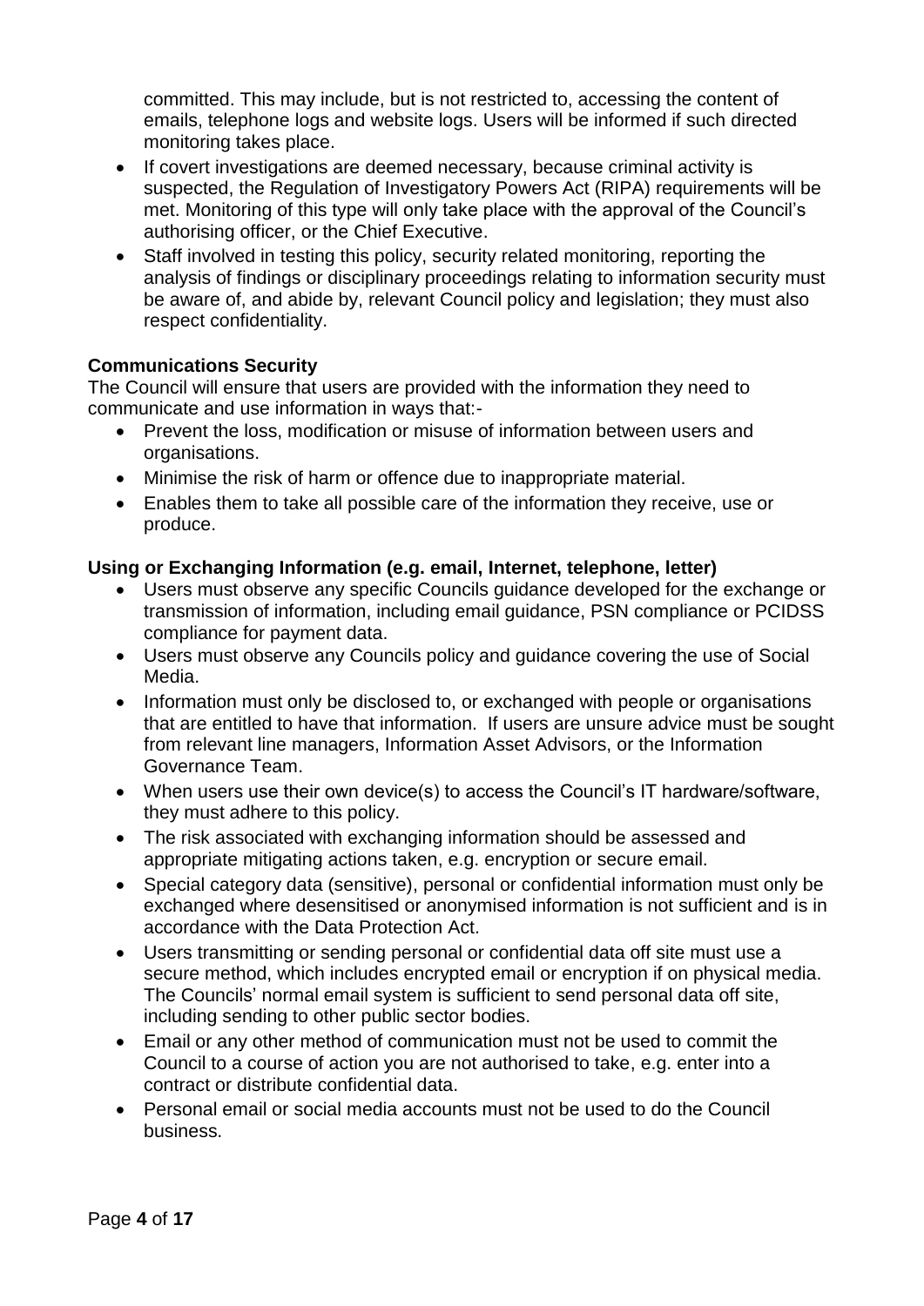committed. This may include, but is not restricted to, accessing the content of emails, telephone logs and website logs. Users will be informed if such directed monitoring takes place.

- If covert investigations are deemed necessary, because criminal activity is suspected, the Regulation of Investigatory Powers Act (RIPA) requirements will be met. Monitoring of this type will only take place with the approval of the Council's authorising officer, or the Chief Executive.
- Staff involved in testing this policy, security related monitoring, reporting the analysis of findings or disciplinary proceedings relating to information security must be aware of, and abide by, relevant Council policy and legislation; they must also respect confidentiality.

**Communications Security**

The Council will ensure that users are provided with the information they need to communicate and use information in ways that:-

- Prevent the loss, modification or misuse of information between users and organisations.
- Minimise the risk of harm or offence due to inappropriate material.
- Enables them to take all possible care of the information they receive, use or produce.

**Using or Exchanging Information (e.g. email, Internet, telephone, letter)**

- Users must observe any specific Councils guidance developed for the exchange or transmission of information, including email guidance, PSN compliance or PCIDSS compliance for payment data.
- Users must observe any Councils policy and guidance covering the use of Social Media.
- Information must only be disclosed to, or exchanged with people or organisations that are entitled to have that information. If users are unsure advice must be sought from relevant line managers, Information Asset Advisors, or the Information Governance Team.
- When users use their own device(s) to access the Council's IT hardware/software, they must adhere to this policy.
- The risk associated with exchanging information should be assessed and appropriate mitigating actions taken, e.g. encryption or secure email.
- Special category data (sensitive), personal or confidential information must only be exchanged where desensitised or anonymised information is not sufficient and is in accordance with the Data Protection Act.
- Users transmitting or sending personal or confidential data off site must use a secure method, which includes encrypted email or encryption if on physical media. The Councils' normal email system is sufficient to send personal data off site, including sending to other public sector bodies.
- Email or any other method of communication must not be used to commit the Council to a course of action you are not authorised to take, e.g. enter into a contract or distribute confidential data.
- Personal email or social media accounts must not be used to do the Council business.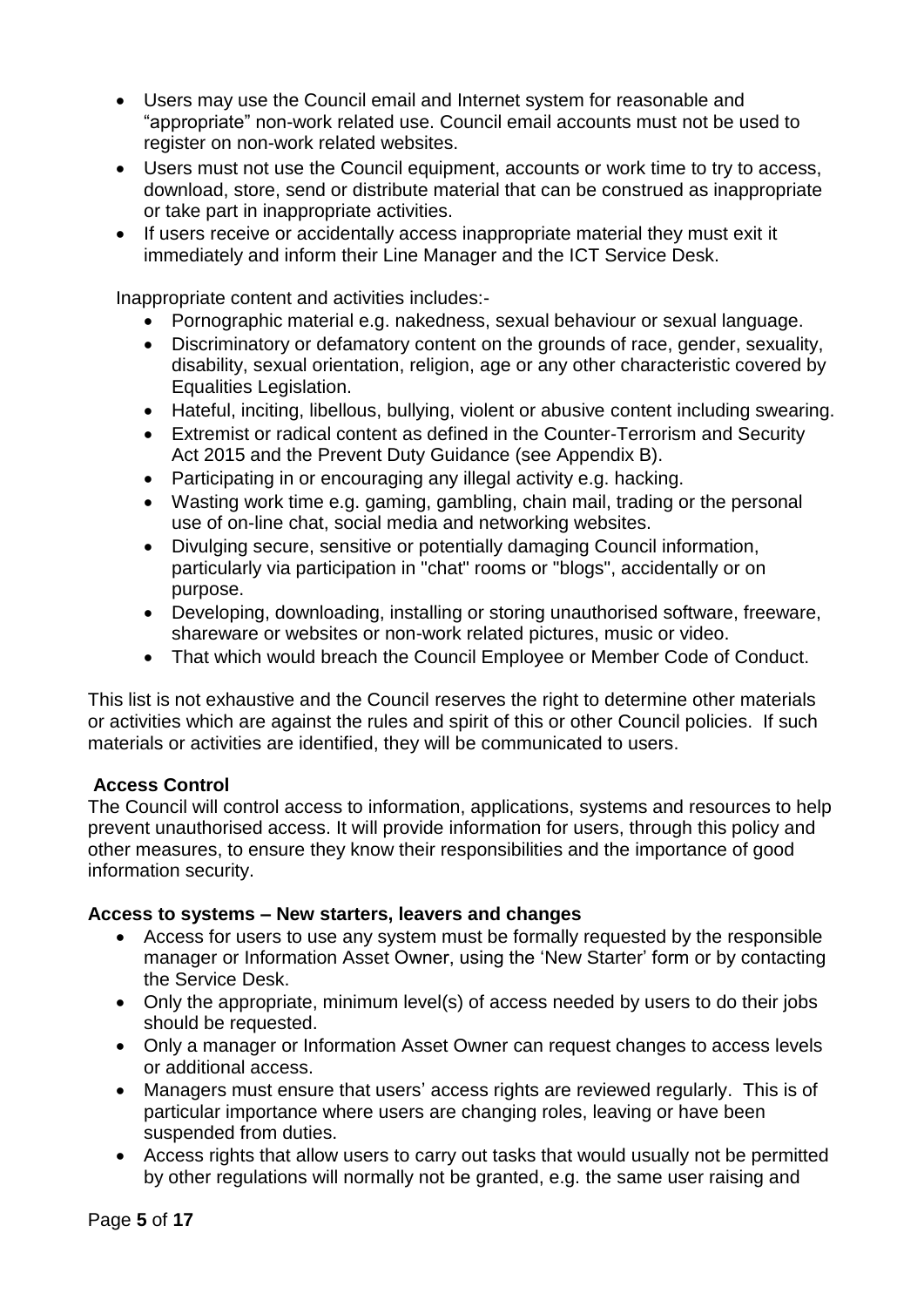- Users may use the Council email and Internet system for reasonable and "appropriate" non-work related use. Council email accounts must not be used to register on non-work related websites.
- Users must not use the Council equipment, accounts or work time to try to access, download, store, send or distribute material that can be construed as inappropriate or take part in inappropriate activities.
- If users receive or accidentally access inappropriate material they must exit it immediately and inform their Line Manager and the ICT Service Desk.

Inappropriate content and activities includes:-

- Pornographic material e.g. nakedness, sexual behaviour or sexual language.
- Discriminatory or defamatory content on the grounds of race, gender, sexuality, disability, sexual orientation, religion, age or any other characteristic covered by Equalities Legislation.
- Hateful, inciting, libellous, bullying, violent or abusive content including swearing.
- Extremist or radical content as defined in the Counter-Terrorism and Security Act 2015 and the Prevent Duty Guidance (see Appendix B).
- Participating in or encouraging any illegal activity e.g. hacking.
- Wasting work time e.g. gaming, gambling, chain mail, trading or the personal use of on-line chat, social media and networking websites.
- Divulging secure, sensitive or potentially damaging Council information, particularly via participation in "chat" rooms or "blogs", accidentally or on purpose.
- Developing, downloading, installing or storing unauthorised software, freeware, shareware or websites or non-work related pictures, music or video.
- That which would breach the Council Employee or Member Code of Conduct.

This list is not exhaustive and the Council reserves the right to determine other materials or activities which are against the rules and spirit of this or other Council policies. If such materials or activities are identified, they will be communicated to users.

**Access Control**

The Council will control access to information, applications, systems and resources to help prevent unauthorised access. It will provide information for users, through this policy and other measures, to ensure they know their responsibilities and the importance of good information security.

**Access to systems – New starters, leavers and changes**

- Access for users to use any system must be formally requested by the responsible manager or Information Asset Owner, using the 'New Starter' form or by contacting the Service Desk.
- Only the appropriate, minimum level(s) of access needed by users to do their jobs should be requested.
- Only a manager or Information Asset Owner can request changes to access levels or additional access.
- Managers must ensure that users' access rights are reviewed regularly. This is of particular importance where users are changing roles, leaving or have been suspended from duties.
- Access rights that allow users to carry out tasks that would usually not be permitted by other regulations will normally not be granted, e.g. the same user raising and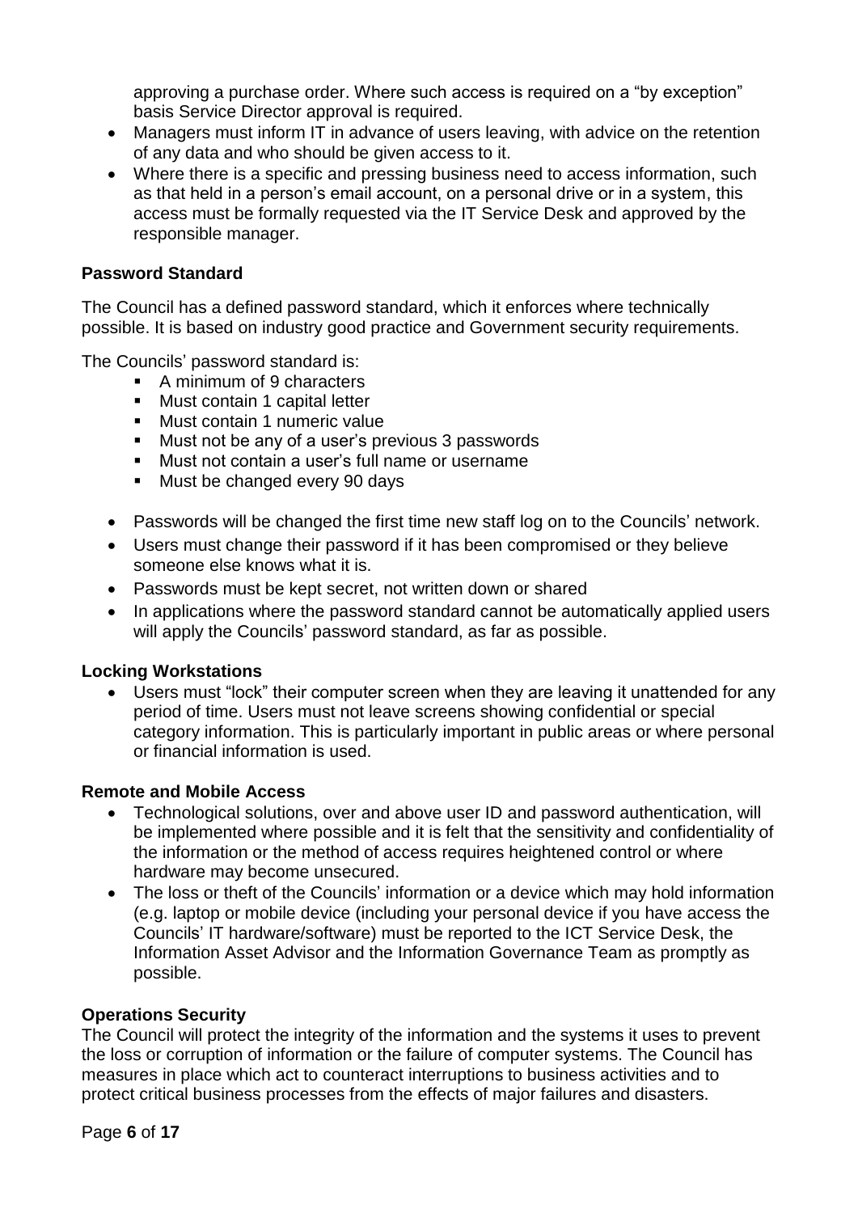approving a purchase order. Where such access is required on a “by exception” basis Service Director approval is required.

- Managers must inform IT in advance of users leaving, with advice on the retention of any data and who should be given access to it.
- Where there is a specific and pressing business need to access information, such as that held in a person’s email account, on a personal drive or in a system, this access must be formally requested via the IT Service Desk and approved by the responsible manager.

**Password Standard**

The Council has a defined password standard, which it enforces where technically possible. It is based on industry good practice and Government security requirements.

The Councils’ password standard is:

- A minimum of 9 characters
- Must contain 1 capital letter
- Must contain 1 numeric value
- Must not be any of a user’s previous 3 passwords
- Must not contain a user’s full name or username
- Must be changed every 90 days

- Passwords will be changed the first time new staff log on to the Councils’ network.
- Users must change their password if it has been compromised or they believe someone else knows what it is.
- Passwords must be kept secret, not written down or shared
- In applications where the password standard cannot be automatically applied users will apply the Councils’ password standard, as far as possible.

**Locking Workstations**

- Users must “lock” their computer screen when they are leaving it unattended for any period of time. Users must not leave screens showing confidential or special category information. This is particularly important in public areas or where personal or financial information is used.

**Remote and Mobile Access**

- Technological solutions, over and above user ID and password authentication, will be implemented where possible and it is felt that the sensitivity and confidentiality of the information or the method of access requires heightened control or where hardware may become unsecured.
- The loss or theft of the Councils’ information or a device which may hold information (e.g. laptop or mobile device (including your personal device if you have access the Councils’ IT hardware/software) must be reported to the ICT Service Desk, the Information Asset Advisor and the Information Governance Team as promptly as possible.

**Operations Security**

The Council will protect the integrity of the information and the systems it uses to prevent the loss or corruption of information or the failure of computer systems. The Council has measures in place which act to counteract interruptions to business activities and to protect critical business processes from the effects of major failures and disasters.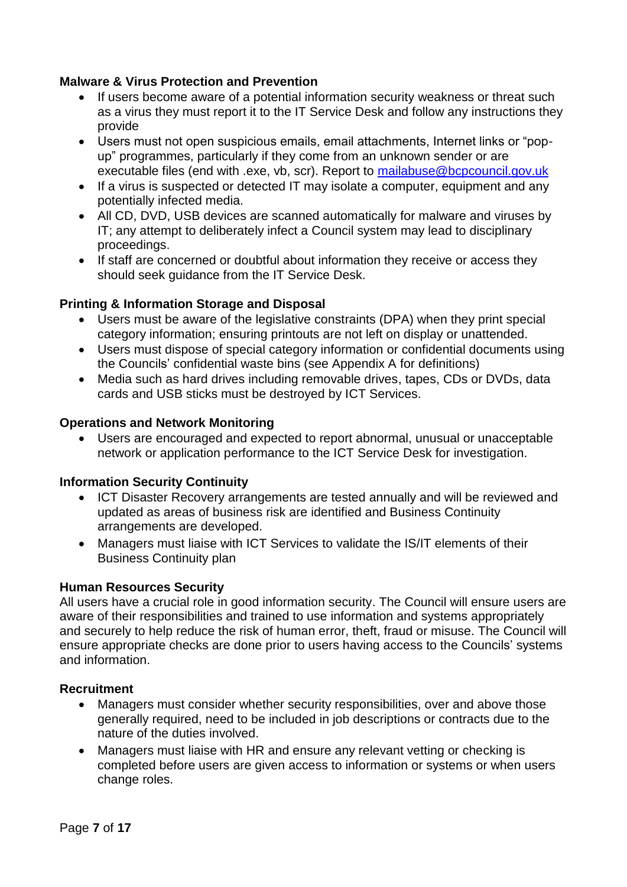**Malware & Virus Protection and Prevention**

- If users become aware of a potential information security weakness or threat such as a virus they must report it to the IT Service Desk and follow any instructions they provide
- Users must not open suspicious emails, email attachments, Internet links or "pop-up" programmes, particularly if they come from an unknown sender or are executable files (end with .exe, vb, scr). Report to mailabuse@bcpcouncil.gov.uk
- If a virus is suspected or detected IT may isolate a computer, equipment and any potentially infected media.
- All CD, DVD, USB devices are scanned automatically for malware and viruses by IT; any attempt to deliberately infect a Council system may lead to disciplinary proceedings.
- If staff are concerned or doubtful about information they receive or access they should seek guidance from the IT Service Desk.

**Printing & Information Storage and Disposal**

- Users must be aware of the legislative constraints (DPA) when they print special category information; ensuring printouts are not left on display or unattended.
- Users must dispose of special category information or confidential documents using the Councils' confidential waste bins (see Appendix A for definitions)
- Media such as hard drives including removable drives, tapes, CDs or DVDs, data cards and USB sticks must be destroyed by ICT Services.

**Operations and Network Monitoring**

- Users are encouraged and expected to report abnormal, unusual or unacceptable network or application performance to the ICT Service Desk for investigation.

**Information Security Continuity**

- ICT Disaster Recovery arrangements are tested annually and will be reviewed and updated as areas of business risk are identified and Business Continuity arrangements are developed.
- Managers must liaise with ICT Services to validate the IS/IT elements of their Business Continuity plan

**Human Resources Security**

All users have a crucial role in good information security. The Council will ensure users are aware of their responsibilities and trained to use information and systems appropriately and securely to help reduce the risk of human error, theft, fraud or misuse. The Council will ensure appropriate checks are done prior to users having access to the Councils' systems and information.

**Recruitment**

- Managers must consider whether security responsibilities, over and above those generally required, need to be included in job descriptions or contracts due to the nature of the duties involved.
- Managers must liaise with HR and ensure any relevant vetting or checking is completed before users are given access to information or systems or when users change roles.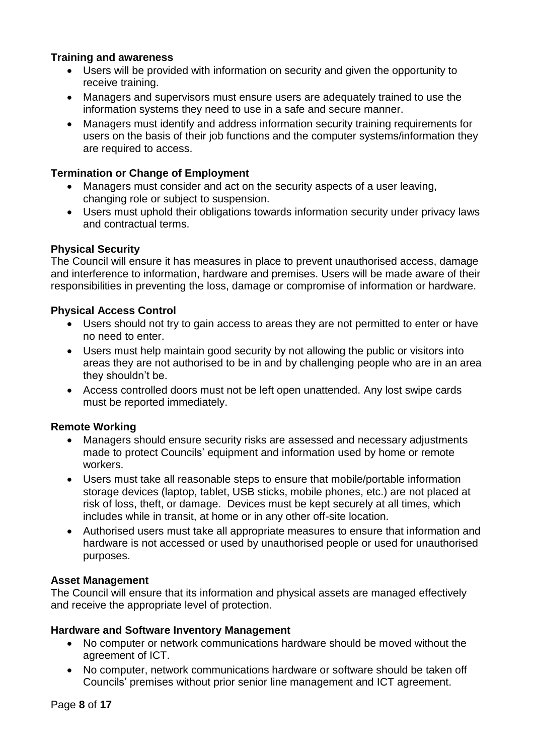**Training and awareness**

- Users will be provided with information on security and given the opportunity to receive training.
- Managers and supervisors must ensure users are adequately trained to use the information systems they need to use in a safe and secure manner.
- Managers must identify and address information security training requirements for users on the basis of their job functions and the computer systems/information they are required to access.

**Termination or Change of Employment**

- Managers must consider and act on the security aspects of a user leaving, changing role or subject to suspension.
- Users must uphold their obligations towards information security under privacy laws and contractual terms.

**Physical Security**

The Council will ensure it has measures in place to prevent unauthorised access, damage and interference to information, hardware and premises. Users will be made aware of their responsibilities in preventing the loss, damage or compromise of information or hardware.

**Physical Access Control**

- Users should not try to gain access to areas they are not permitted to enter or have no need to enter.
- Users must help maintain good security by not allowing the public or visitors into areas they are not authorised to be in and by challenging people who are in an area they shouldn't be.
- Access controlled doors must not be left open unattended. Any lost swipe cards must be reported immediately.

**Remote Working**

- Managers should ensure security risks are assessed and necessary adjustments made to protect Councils' equipment and information used by home or remote workers.
- Users must take all reasonable steps to ensure that mobile/portable information storage devices (laptop, tablet, USB sticks, mobile phones, etc.) are not placed at risk of loss, theft, or damage. Devices must be kept securely at all times, which includes while in transit, at home or in any other off-site location.
- Authorised users must take all appropriate measures to ensure that information and hardware is not accessed or used by unauthorised people or used for unauthorised purposes.

**Asset Management**

The Council will ensure that its information and physical assets are managed effectively and receive the appropriate level of protection.

**Hardware and Software Inventory Management**

- No computer or network communications hardware should be moved without the agreement of ICT.
- No computer, network communications hardware or software should be taken off Councils' premises without prior senior line management and ICT agreement.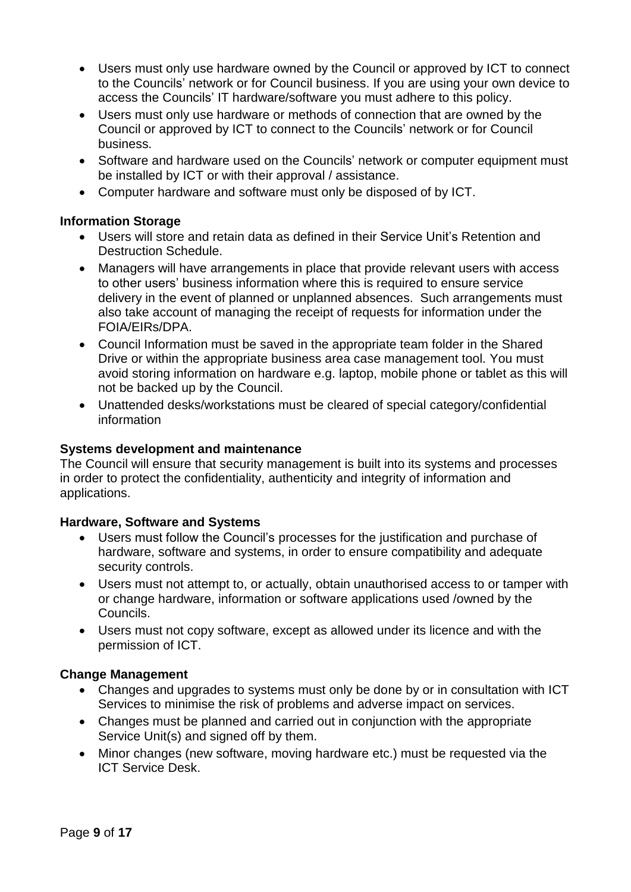- Users must only use hardware owned by the Council or approved by ICT to connect to the Councils' network or for Council business. If you are using your own device to access the Councils' IT hardware/software you must adhere to this policy.
- Users must only use hardware or methods of connection that are owned by the Council or approved by ICT to connect to the Councils' network or for Council business.
- Software and hardware used on the Councils' network or computer equipment must be installed by ICT or with their approval / assistance.
- Computer hardware and software must only be disposed of by ICT.

**Information Storage**

- Users will store and retain data as defined in their Service Unit's Retention and Destruction Schedule.
- Managers will have arrangements in place that provide relevant users with access to other users' business information where this is required to ensure service delivery in the event of planned or unplanned absences. Such arrangements must also take account of managing the receipt of requests for information under the FOIA/EIRs/DPA.
- Council Information must be saved in the appropriate team folder in the Shared Drive or within the appropriate business area case management tool. You must avoid storing information on hardware e.g. laptop, mobile phone or tablet as this will not be backed up by the Council.
- Unattended desks/workstations must be cleared of special category/confidential information

**Systems development and maintenance**

The Council will ensure that security management is built into its systems and processes in order to protect the confidentiality, authenticity and integrity of information and applications.

**Hardware, Software and Systems**

- Users must follow the Council's processes for the justification and purchase of hardware, software and systems, in order to ensure compatibility and adequate security controls.
- Users must not attempt to, or actually, obtain unauthorised access to or tamper with or change hardware, information or software applications used /owned by the Councils.
- Users must not copy software, except as allowed under its licence and with the permission of ICT.

**Change Management**

- Changes and upgrades to systems must only be done by or in consultation with ICT Services to minimise the risk of problems and adverse impact on services.
- Changes must be planned and carried out in conjunction with the appropriate Service Unit(s) and signed off by them.
- Minor changes (new software, moving hardware etc.) must be requested via the ICT Service Desk.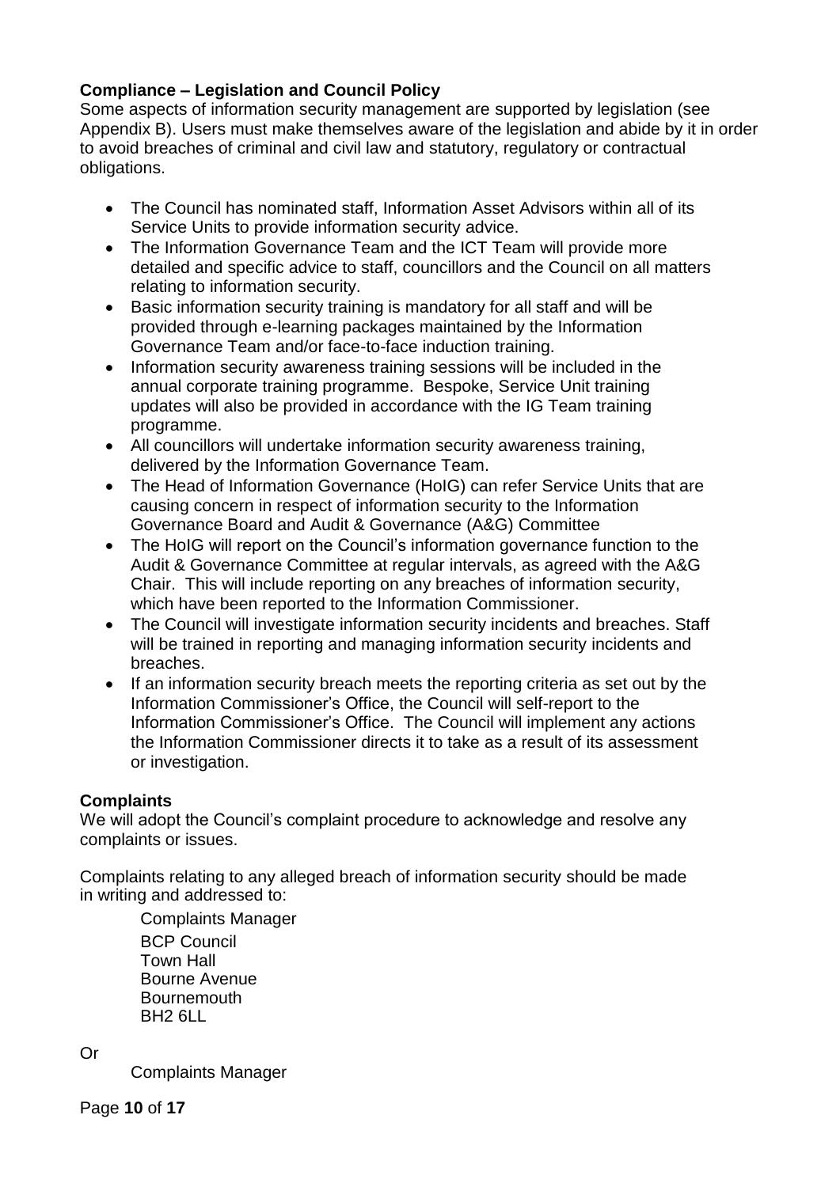### Compliance – Legislation and Council Policy

Some aspects of information security management are supported by legislation (see Appendix B). Users must make themselves aware of the legislation and abide by it in order to avoid breaches of criminal and civil law and statutory, regulatory or contractual obligations.

- The Council has nominated staff, Information Asset Advisors within all of its Service Units to provide information security advice.
- The Information Governance Team and the ICT Team will provide more detailed and specific advice to staff, councillors and the Council on all matters relating to information security.
- Basic information security training is mandatory for all staff and will be provided through e-learning packages maintained by the Information Governance Team and/or face-to-face induction training.
- Information security awareness training sessions will be included in the annual corporate training programme. Bespoke, Service Unit training updates will also be provided in accordance with the IG Team training programme.
- All councillors will undertake information security awareness training, delivered by the Information Governance Team.
- The Head of Information Governance (HoIG) can refer Service Units that are causing concern in respect of information security to the Information Governance Board and Audit & Governance (A&G) Committee
- The HoIG will report on the Council's information governance function to the Audit & Governance Committee at regular intervals, as agreed with the A&G Chair. This will include reporting on any breaches of information security, which have been reported to the Information Commissioner.
- The Council will investigate information security incidents and breaches. Staff will be trained in reporting and managing information security incidents and breaches.
- If an information security breach meets the reporting criteria as set out by the Information Commissioner's Office, the Council will self-report to the Information Commissioner's Office. The Council will implement any actions the Information Commissioner directs it to take as a result of its assessment or investigation.

### Complaints

We will adopt the Council's complaint procedure to acknowledge and resolve any complaints or issues.

Complaints relating to any alleged breach of information security should be made in writing and addressed to:

Complaints Manager
BCP Council
Town Hall
Bourne Avenue
Bournemouth
BH2 6LL

Or

Complaints Manager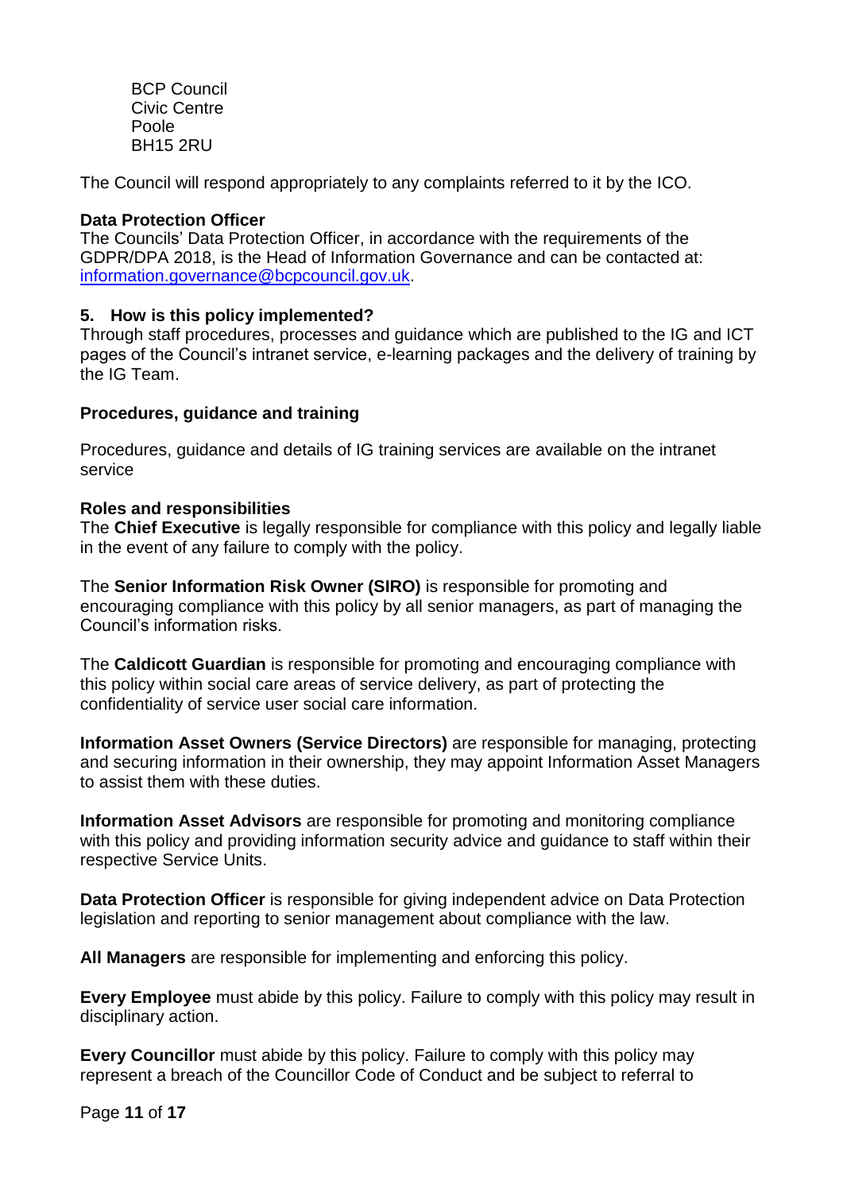BCP Council  
Civic Centre  
Poole  
BH15 2RU

The Council will respond appropriately to any complaints referred to it by the ICO.

**Data Protection Officer**  
The Councils' Data Protection Officer, in accordance with the requirements of the GDPR/DPA 2018, is the Head of Information Governance and can be contacted at: information.governance@bcpcouncil.gov.uk.

## 5. How is this policy implemented?

Through staff procedures, processes and guidance which are published to the IG and ICT pages of the Council's intranet service, e-learning packages and the delivery of training by the IG Team.

**Procedures, guidance and training**

Procedures, guidance and details of IG training services are available on the intranet service

**Roles and responsibilities**  
The **Chief Executive** is legally responsible for compliance with this policy and legally liable in the event of any failure to comply with the policy.

The **Senior Information Risk Owner (SIRO)** is responsible for promoting and encouraging compliance with this policy by all senior managers, as part of managing the Council's information risks.

The **Caldicott Guardian** is responsible for promoting and encouraging compliance with this policy within social care areas of service delivery, as part of protecting the confidentiality of service user social care information.

**Information Asset Owners (Service Directors)** are responsible for managing, protecting and securing information in their ownership, they may appoint Information Asset Managers to assist them with these duties.

**Information Asset Advisors** are responsible for promoting and monitoring compliance with this policy and providing information security advice and guidance to staff within their respective Service Units.

**Data Protection Officer** is responsible for giving independent advice on Data Protection legislation and reporting to senior management about compliance with the law.

**All Managers** are responsible for implementing and enforcing this policy.

**Every Employee** must abide by this policy. Failure to comply with this policy may result in disciplinary action.

**Every Councillor** must abide by this policy. Failure to comply with this policy may represent a breach of the Councillor Code of Conduct and be subject to referral to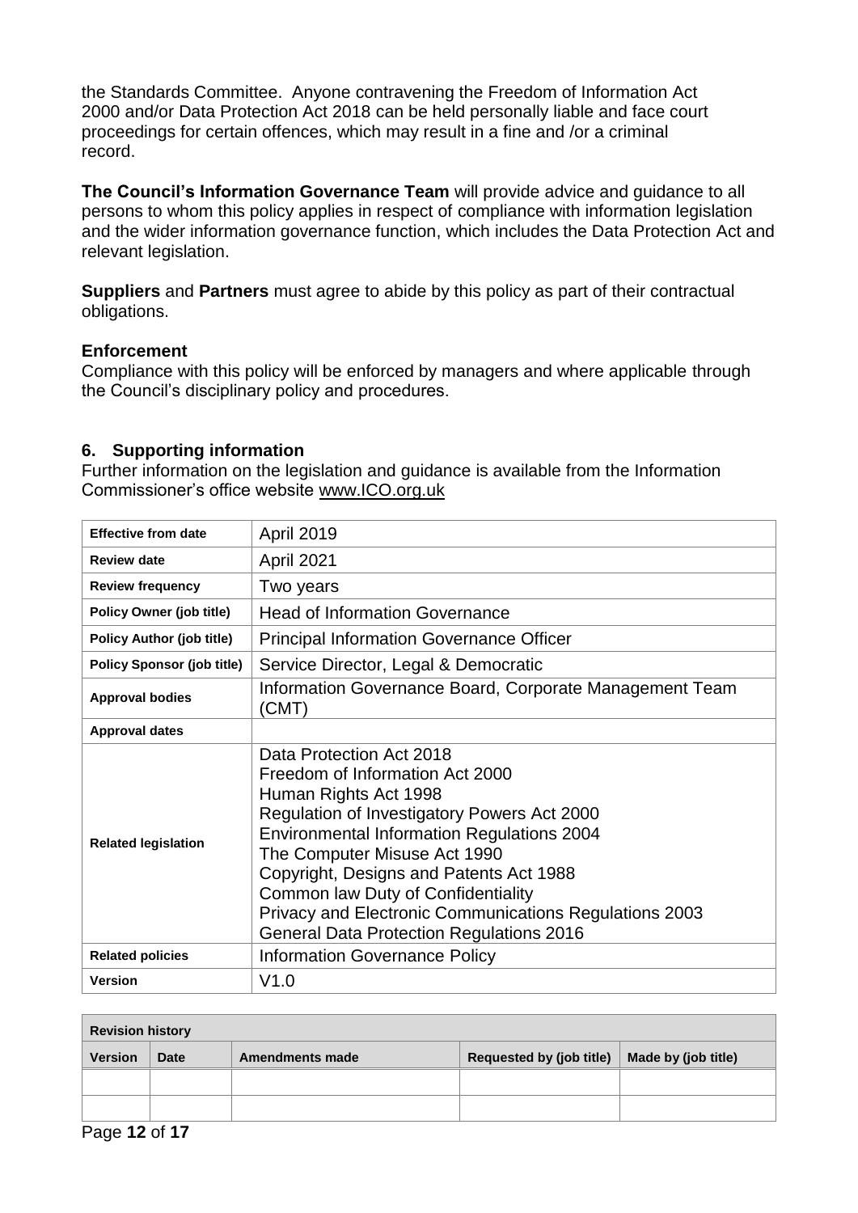the Standards Committee. Anyone contravening the Freedom of Information Act 2000 and/or Data Protection Act 2018 can be held personally liable and face court proceedings for certain offences, which may result in a fine and /or a criminal record.

**The Council's Information Governance Team** will provide advice and guidance to all persons to whom this policy applies in respect of compliance with information legislation and the wider information governance function, which includes the Data Protection Act and relevant legislation.

**Suppliers** and **Partners** must agree to abide by this policy as part of their contractual obligations.

### Enforcement

Compliance with this policy will be enforced by managers and where applicable through the Council's disciplinary policy and procedures.

## 6. Supporting information

Further information on the legislation and guidance is available from the Information Commissioner's office website www.ICO.org.uk

| | |
|---|---|
| **Effective from date** | April 2019 |
| **Review date** | April 2021 |
| **Review frequency** | Two years |
| **Policy Owner (job title)** | Head of Information Governance |
| **Policy Author (job title)** | Principal Information Governance Officer |
| **Policy Sponsor (job title)** | Service Director, Legal & Democratic |
| **Approval bodies** | Information Governance Board, Corporate Management Team (CMT) |
| **Approval dates** | |
| **Related legislation** | Data Protection Act 2018<br>Freedom of Information Act 2000<br>Human Rights Act 1998<br>Regulation of Investigatory Powers Act 2000<br>Environmental Information Regulations 2004<br>The Computer Misuse Act 1990<br>Copyright, Designs and Patents Act 1988<br>Common law Duty of Confidentiality<br>Privacy and Electronic Communications Regulations 2003<br>General Data Protection Regulations 2016 |
| **Related policies** | Information Governance Policy |
| **Version** | V1.0 |

| **Revision history** | | | | |
|---|---|---|---|---|
| **Version** | **Date** | **Amendments made** | **Requested by (job title)** | **Made by (job title)** |
| | | | | |
| | | | | |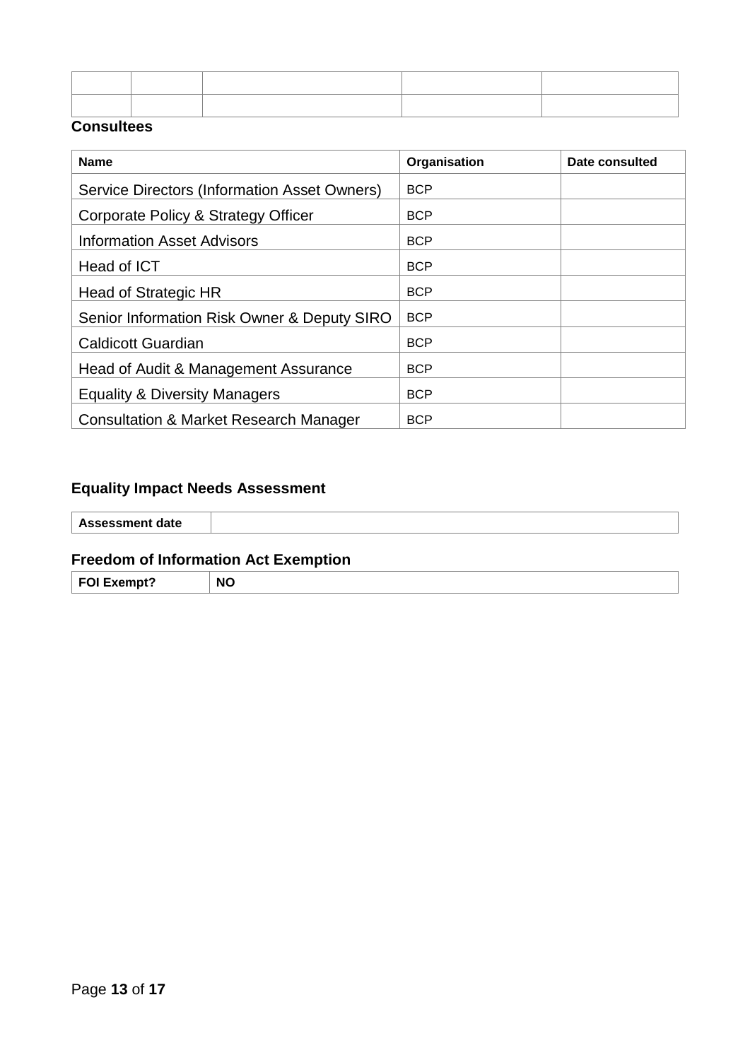| | | | | |
|---|---|---|---|---|
| | | | | |

**Consultees**

| Name | Organisation | Date consulted |
|---|---|---|
| Service Directors (Information Asset Owners) | BCP | |
| Corporate Policy & Strategy Officer | BCP | |
| Information Asset Advisors | BCP | |
| Head of ICT | BCP | |
| Head of Strategic HR | BCP | |
| Senior Information Risk Owner & Deputy SIRO | BCP | |
| Caldicott Guardian | BCP | |
| Head of Audit & Management Assurance | BCP | |
| Equality & Diversity Managers | BCP | |
| Consultation & Market Research Manager | BCP | |

### Equality Impact Needs Assessment

| Assessment date | |
|---|---|

### Freedom of Information Act Exemption

| FOI Exempt? | NO |
|---|---|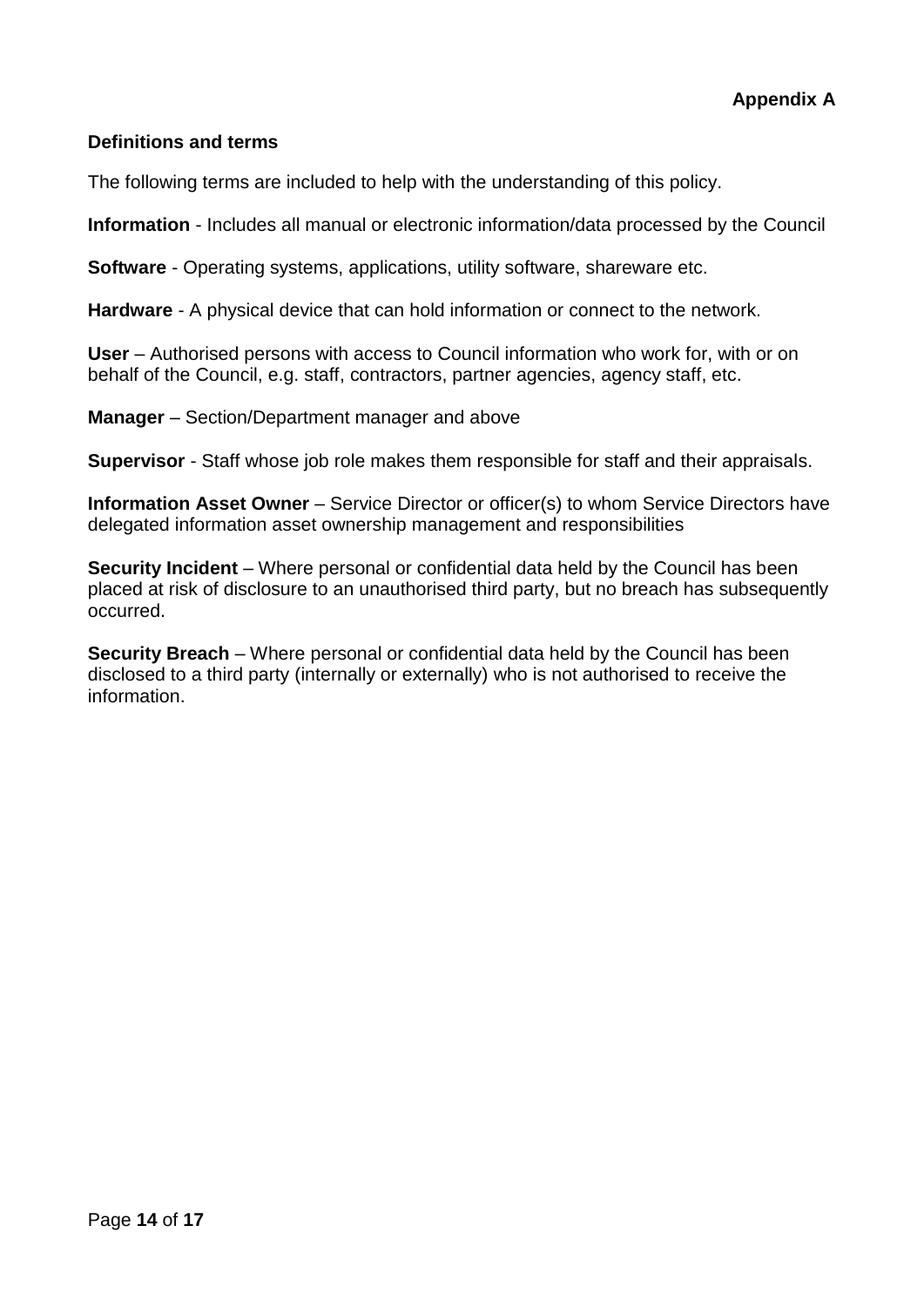**Appendix A**

**Definitions and terms**

The following terms are included to help with the understanding of this policy.

**Information** - Includes all manual or electronic information/data processed by the Council

**Software** - Operating systems, applications, utility software, shareware etc.

**Hardware** - A physical device that can hold information or connect to the network.

**User** – Authorised persons with access to Council information who work for, with or on behalf of the Council, e.g. staff, contractors, partner agencies, agency staff, etc.

**Manager** – Section/Department manager and above

**Supervisor** - Staff whose job role makes them responsible for staff and their appraisals.

**Information Asset Owner** – Service Director or officer(s) to whom Service Directors have delegated information asset ownership management and responsibilities

**Security Incident** – Where personal or confidential data held by the Council has been placed at risk of disclosure to an unauthorised third party, but no breach has subsequently occurred.

**Security Breach** – Where personal or confidential data held by the Council has been disclosed to a third party (internally or externally) who is not authorised to receive the information.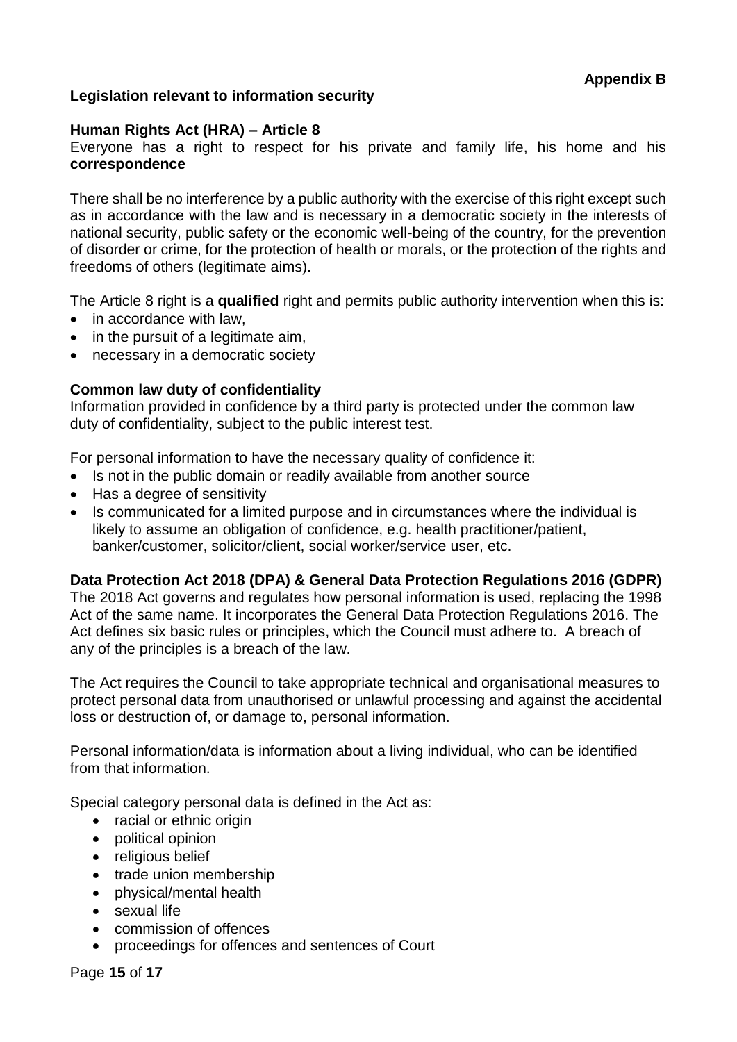**Appendix B**

## Legislation relevant to information security

### Human Rights Act (HRA) – Article 8

Everyone has a right to respect for his private and family life, his home and his **correspondence**

There shall be no interference by a public authority with the exercise of this right except such as in accordance with the law and is necessary in a democratic society in the interests of national security, public safety or the economic well-being of the country, for the prevention of disorder or crime, for the protection of health or morals, or the protection of the rights and freedoms of others (legitimate aims).

The Article 8 right is a **qualified** right and permits public authority intervention when this is:

- in accordance with law,
- in the pursuit of a legitimate aim,
- necessary in a democratic society

### Common law duty of confidentiality

Information provided in confidence by a third party is protected under the common law duty of confidentiality, subject to the public interest test.

For personal information to have the necessary quality of confidence it:

- Is not in the public domain or readily available from another source
- Has a degree of sensitivity
- Is communicated for a limited purpose and in circumstances where the individual is likely to assume an obligation of confidence, e.g. health practitioner/patient, banker/customer, solicitor/client, social worker/service user, etc.

### Data Protection Act 2018 (DPA) & General Data Protection Regulations 2016 (GDPR)

The 2018 Act governs and regulates how personal information is used, replacing the 1998 Act of the same name. It incorporates the General Data Protection Regulations 2016. The Act defines six basic rules or principles, which the Council must adhere to. A breach of any of the principles is a breach of the law.

The Act requires the Council to take appropriate technical and organisational measures to protect personal data from unauthorised or unlawful processing and against the accidental loss or destruction of, or damage to, personal information.

Personal information/data is information about a living individual, who can be identified from that information.

Special category personal data is defined in the Act as:

- racial or ethnic origin
- political opinion
- religious belief
- trade union membership
- physical/mental health
- sexual life
- commission of offences
- proceedings for offences and sentences of Court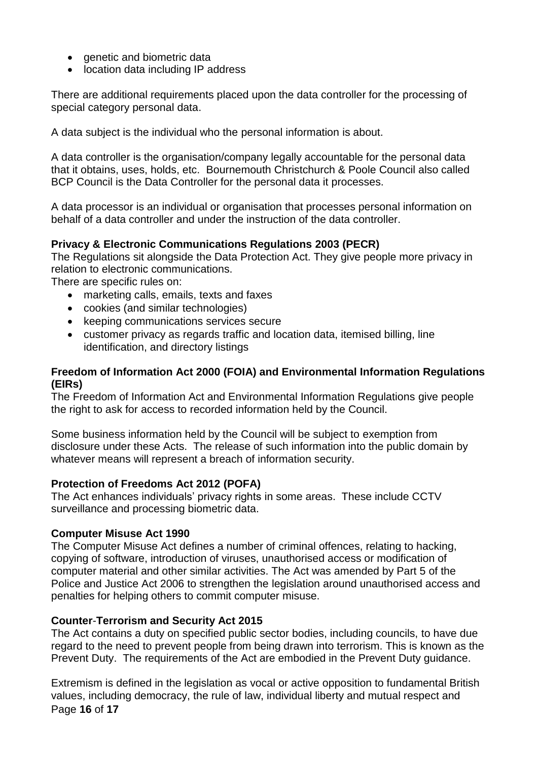- genetic and biometric data
- location data including IP address

There are additional requirements placed upon the data controller for the processing of special category personal data.

A data subject is the individual who the personal information is about.

A data controller is the organisation/company legally accountable for the personal data that it obtains, uses, holds, etc. Bournemouth Christchurch & Poole Council also called BCP Council is the Data Controller for the personal data it processes.

A data processor is an individual or organisation that processes personal information on behalf of a data controller and under the instruction of the data controller.

**Privacy & Electronic Communications Regulations 2003 (PECR)**

The Regulations sit alongside the Data Protection Act. They give people more privacy in relation to electronic communications.

There are specific rules on:

- marketing calls, emails, texts and faxes
- cookies (and similar technologies)
- keeping communications services secure
- customer privacy as regards traffic and location data, itemised billing, line identification, and directory listings

**Freedom of Information Act 2000 (FOIA) and Environmental Information Regulations (EIRs)**

The Freedom of Information Act and Environmental Information Regulations give people the right to ask for access to recorded information held by the Council.

Some business information held by the Council will be subject to exemption from disclosure under these Acts. The release of such information into the public domain by whatever means will represent a breach of information security.

**Protection of Freedoms Act 2012 (POFA)**

The Act enhances individuals' privacy rights in some areas. These include CCTV surveillance and processing biometric data.

**Computer Misuse Act 1990**

The Computer Misuse Act defines a number of criminal offences, relating to hacking, copying of software, introduction of viruses, unauthorised access or modification of computer material and other similar activities. The Act was amended by Part 5 of the Police and Justice Act 2006 to strengthen the legislation around unauthorised access and penalties for helping others to commit computer misuse.

**Counter-Terrorism and Security Act 2015**

The Act contains a duty on specified public sector bodies, including councils, to have due regard to the need to prevent people from being drawn into terrorism. This is known as the Prevent Duty. The requirements of the Act are embodied in the Prevent Duty guidance.

Extremism is defined in the legislation as vocal or active opposition to fundamental British values, including democracy, the rule of law, individual liberty and mutual respect and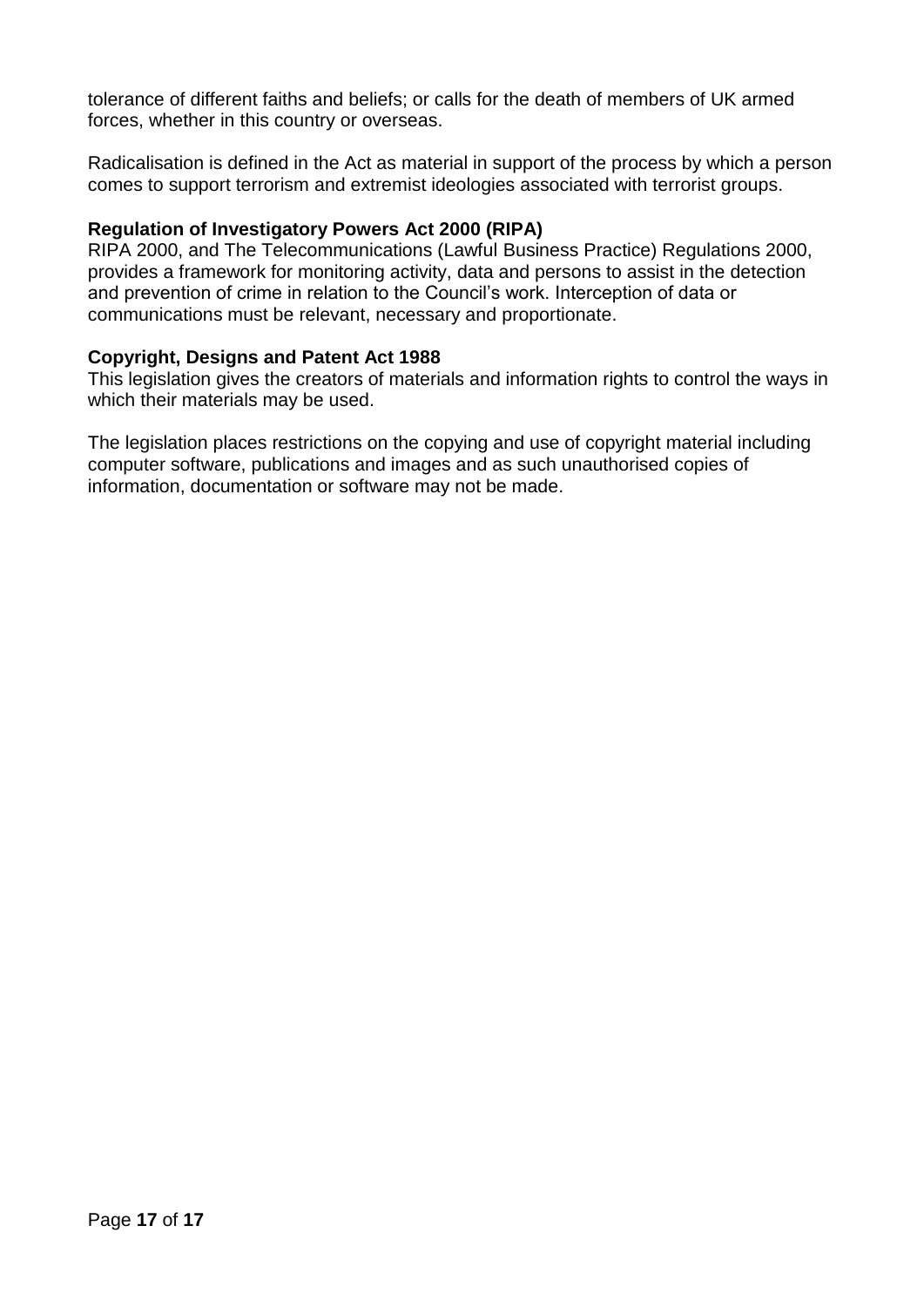tolerance of different faiths and beliefs; or calls for the death of members of UK armed forces, whether in this country or overseas.

Radicalisation is defined in the Act as material in support of the process by which a person comes to support terrorism and extremist ideologies associated with terrorist groups.

**Regulation of Investigatory Powers Act 2000 (RIPA)**

RIPA 2000, and The Telecommunications (Lawful Business Practice) Regulations 2000, provides a framework for monitoring activity, data and persons to assist in the detection and prevention of crime in relation to the Council's work. Interception of data or communications must be relevant, necessary and proportionate.

**Copyright, Designs and Patent Act 1988**

This legislation gives the creators of materials and information rights to control the ways in which their materials may be used.

The legislation places restrictions on the copying and use of copyright material including computer software, publications and images and as such unauthorised copies of information, documentation or software may not be made.